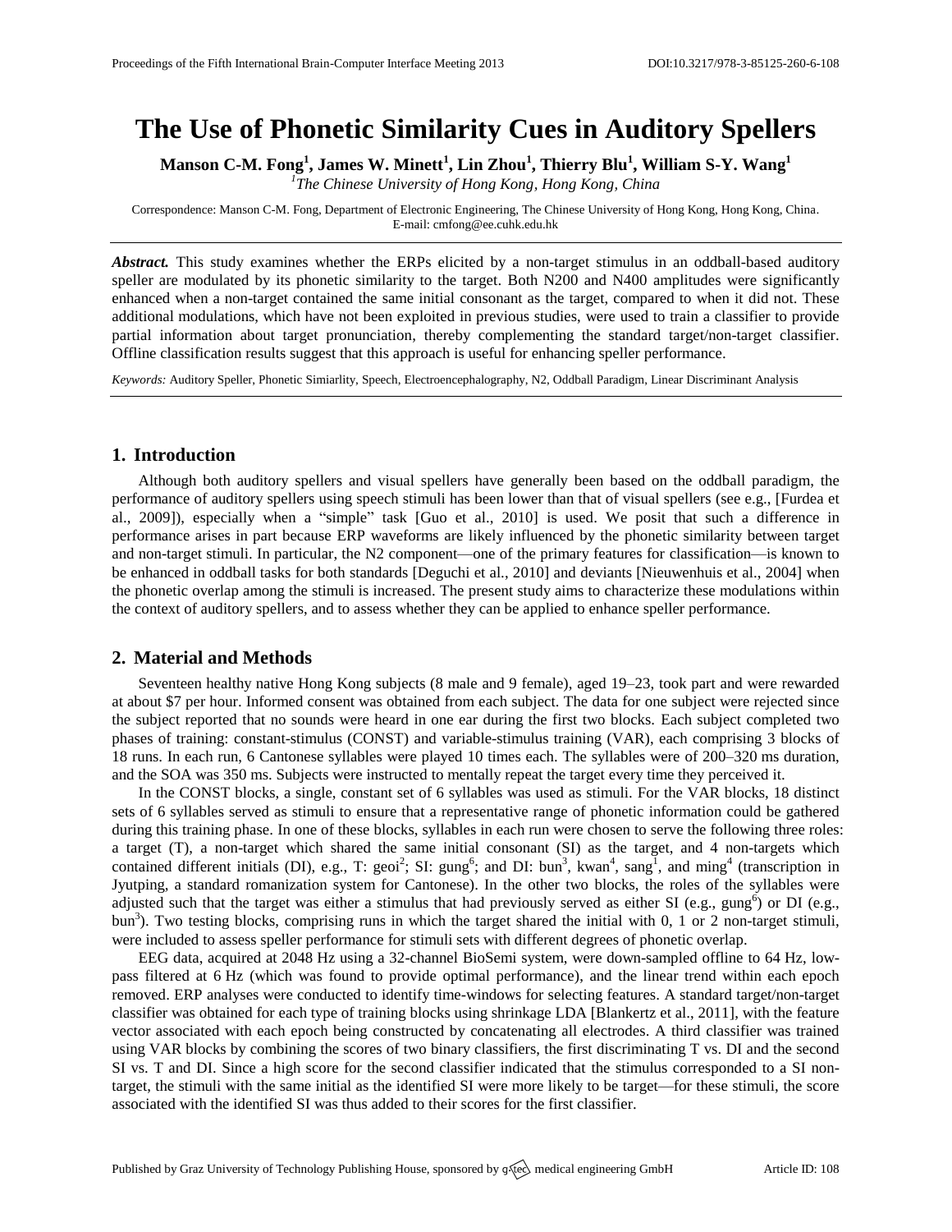# The Use of Phonetic Similarity Cues in Auditory Spellers

**Manson C-M. Fong[1], James W. Minett[1], Lin Zhou[1], Thierry Blu[1], William S-Y. Wang[1]**

[1]*The Chinese University of Hong Kong, Hong Kong, China*

Correspondence: Manson C-M. Fong, Department of Electronic Engineering, The Chinese University of Hong Kong, Hong Kong, China. E-mail: cmfong@ee.cuhk.edu.hk

***Abstract.*** This study examines whether the ERPs elicited by a non-target stimulus in an oddball-based auditory speller are modulated by its phonetic similarity to the target. Both N200 and N400 amplitudes were significantly enhanced when a non-target contained the same initial consonant as the target, compared to when it did not. These additional modulations, which have not been exploited in previous studies, were used to train a classifier to provide partial information about target pronunciation, thereby complementing the standard target/non-target classifier. Offline classification results suggest that this approach is useful for enhancing speller performance.

*Keywords:* Auditory Speller, Phonetic Simiarlity, Speech, Electroencephalography, N2, Oddball Paradigm, Linear Discriminant Analysis

## 1. Introduction

Although both auditory spellers and visual spellers have generally been based on the oddball paradigm, the performance of auditory spellers using speech stimuli has been lower than that of visual spellers (see e.g., [Furdea et al., 2009]), especially when a "simple" task [Guo et al., 2010] is used. We posit that such a difference in performance arises in part because ERP waveforms are likely influenced by the phonetic similarity between target and non-target stimuli. In particular, the N2 component—one of the primary features for classification—is known to be enhanced in oddball tasks for both standards [Deguchi et al., 2010] and deviants [Nieuwenhuis et al., 2004] when the phonetic overlap among the stimuli is increased. The present study aims to characterize these modulations within the context of auditory spellers, and to assess whether they can be applied to enhance speller performance.

## 2. Material and Methods

Seventeen healthy native Hong Kong subjects (8 male and 9 female), aged 19–23, took part and were rewarded at about $7 per hour. Informed consent was obtained from each subject. The data for one subject were rejected since the subject reported that no sounds were heard in one ear during the first two blocks. Each subject completed two phases of training: constant-stimulus (CONST) and variable-stimulus training (VAR), each comprising 3 blocks of 18 runs. In each run, 6 Cantonese syllables were played 10 times each. The syllables were of 200–320 ms duration, and the SOA was 350 ms. Subjects were instructed to mentally repeat the target every time they perceived it.

In the CONST blocks, a single, constant set of 6 syllables was used as stimuli. For the VAR blocks, 18 distinct sets of 6 syllables served as stimuli to ensure that a representative range of phonetic information could be gathered during this training phase. In one of these blocks, syllables in each run were chosen to serve the following three roles: a target (T), a non-target which shared the same initial consonant (SI) as the target, and 4 non-targets which contained different initials (DI), e.g., T: geoi[2]; SI: gung[6]; and DI: bun[3], kwan[4], sang[1], and ming[4] (transcription in Jyutping, a standard romanization system for Cantonese). In the other two blocks, the roles of the syllables were adjusted such that the target was either a stimulus that had previously served as either SI (e.g., gung[6]) or DI (e.g., bun[3]). Two testing blocks, comprising runs in which the target shared the initial with 0, 1 or 2 non-target stimuli, were included to assess speller performance for stimuli sets with different degrees of phonetic overlap.

EEG data, acquired at 2048 Hz using a 32-channel BioSemi system, were down-sampled offline to 64 Hz, low-pass filtered at 6 Hz (which was found to provide optimal performance), and the linear trend within each epoch removed. ERP analyses were conducted to identify time-windows for selecting features. A standard target/non-target classifier was obtained for each type of training blocks using shrinkage LDA [Blankertz et al., 2011], with the feature vector associated with each epoch being constructed by concatenating all electrodes. A third classifier was trained using VAR blocks by combining the scores of two binary classifiers, the first discriminating T vs. DI and the second SI vs. T and DI. Since a high score for the second classifier indicated that the stimulus corresponded to a SI non-target, the stimuli with the same initial as the identified SI were more likely to be target—for these stimuli, the score associated with the identified SI was thus added to their scores for the first classifier.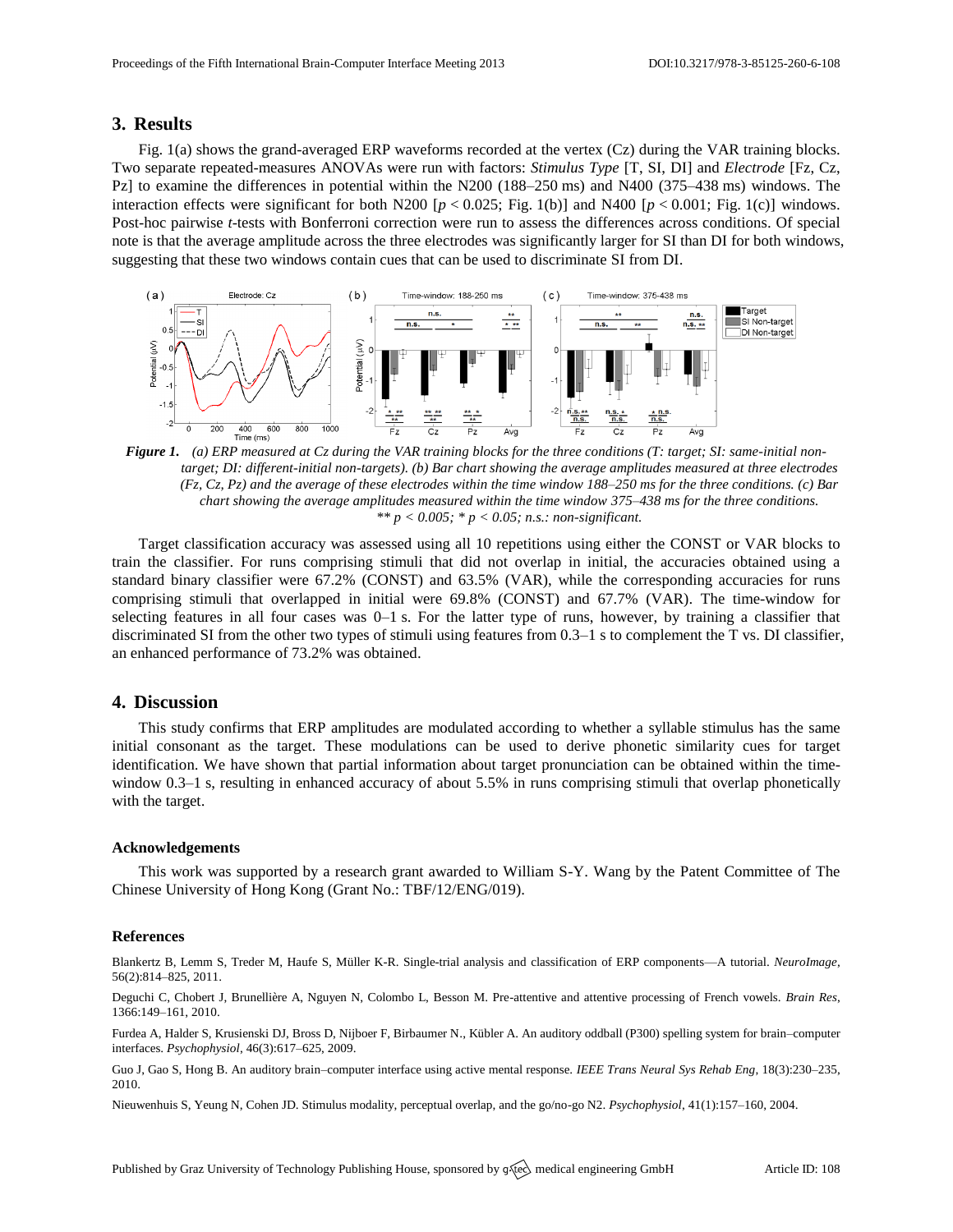## 3. Results

Fig. 1(a) shows the grand-averaged ERP waveforms recorded at the vertex (Cz) during the VAR training blocks. Two separate repeated-measures ANOVAs were run with factors: *Stimulus Type* [T, SI, DI] and *Electrode* [Fz, Cz, Pz] to examine the differences in potential within the N200 (188–250 ms) and N400 (375–438 ms) windows. The interaction effects were significant for both N200 [$p < 0.025$; Fig. 1(b)] and N400 [$p < 0.001$; Fig. 1(c)] windows. Post-hoc pairwise *t*-tests with Bonferroni correction were run to assess the differences across conditions. Of special note is that the average amplitude across the three electrodes was significantly larger for SI than DI for both windows, suggesting that these two windows contain cues that can be used to discriminate SI from DI.

(a) Electrode: Cz
T
SI
DI
Potential (μV)
1
0.5
0
-0.5
-1
-1.5
-2
0 200 400 600 800 1000
Time (ms)

(b) Time-window: 188-250 ms
Potential (μV)
n.s.
n.s.
*
**
* *
1
0
-1
-2
* ** ** ** ** *
** ** **
Fz Cz Pz Avg

(c) Time-window: 375-438 ms
**
n.s. **
n.s.
n.s. **
1
0
-1
-2
n.s. ** n.s. * * n.s.
n.s. n.s. n.s.
Fz Cz Pz Avg

Target
SI Non-target
DI Non-target

**Figure 1.** *(a) ERP measured at Cz during the VAR training blocks for the three conditions (T: target; SI: same-initial non-target; DI: different-initial non-targets). (b) Bar chart showing the average amplitudes measured at three electrodes (Fz, Cz, Pz) and the average of these electrodes within the time window 188–250 ms for the three conditions. (c) Bar chart showing the average amplitudes measured within the time window 375–438 ms for the three conditions. ** $p < 0.005$; * $p < 0.05$; n.s.: non-significant.*

Target classification accuracy was assessed using all 10 repetitions using either the CONST or VAR blocks to train the classifier. For runs comprising stimuli that did not overlap in initial, the accuracies obtained using a standard binary classifier were 67.2% (CONST) and 63.5% (VAR), while the corresponding accuracies for runs comprising stimuli that overlapped in initial were 69.8% (CONST) and 67.7% (VAR). The time-window for selecting features in all four cases was 0–1 s. For the latter type of runs, however, by training a classifier that discriminated SI from the other two types of stimuli using features from 0.3–1 s to complement the T vs. DI classifier, an enhanced performance of 73.2% was obtained.

## 4. Discussion

This study confirms that ERP amplitudes are modulated according to whether a syllable stimulus has the same initial consonant as the target. These modulations can be used to derive phonetic similarity cues for target identification. We have shown that partial information about target pronunciation can be obtained within the time-window 0.3–1 s, resulting in enhanced accuracy of about 5.5% in runs comprising stimuli that overlap phonetically with the target.

### Acknowledgements

This work was supported by a research grant awarded to William S-Y. Wang by the Patent Committee of The Chinese University of Hong Kong (Grant No.: TBF/12/ENG/019).

### References

Blankertz B, Lemm S, Treder M, Haufe S, Müller K-R. Single-trial analysis and classification of ERP components—A tutorial. *NeuroImage*, 56(2):814–825, 2011.

Deguchi C, Chobert J, Brunellière A, Nguyen N, Colombo L, Besson M. Pre-attentive and attentive processing of French vowels. *Brain Res*, 1366:149–161, 2010.

Furdea A, Halder S, Krusienski DJ, Bross D, Nijboer F, Birbaumer N., Kübler A. An auditory oddball (P300) spelling system for brain–computer interfaces. *Psychophysiol*, 46(3):617–625, 2009.

Guo J, Gao S, Hong B. An auditory brain–computer interface using active mental response. *IEEE Trans Neural Sys Rehab Eng*, 18(3):230–235, 2010.

Nieuwenhuis S, Yeung N, Cohen JD. Stimulus modality, perceptual overlap, and the go/no-go N2. *Psychophysiol*, 41(1):157–160, 2004.